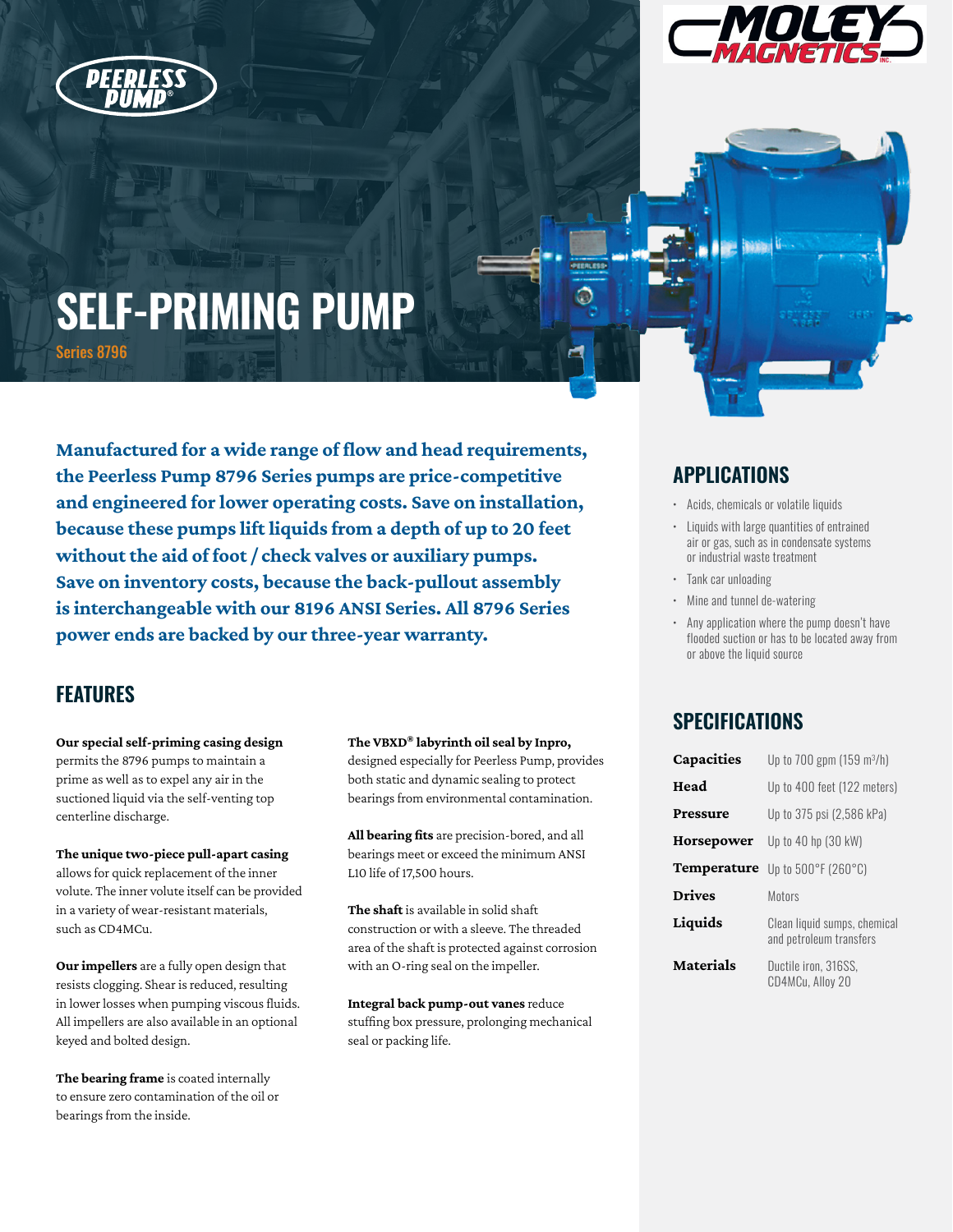# SELF-PRIMING PUMP

Series 8796

**Manufactured for a wide range of flow and head requirements, the Peerless Pump 8796 Series pumps are price-competitive and engineered for lower operating costs. Save on installation, because these pumps lift liquids from a depth of up to 20 feet without the aid of foot / check valves or auxiliary pumps. Save on inventory costs, because the back-pullout assembly is interchangeable with our 8196 ANSI Series. All 8796 Series power ends are backed by our three-year warranty.**

## FEATURES

**Our special self-priming casing design** permits the 8796 pumps to maintain a prime as well as to expel any air in the suctioned liquid via the self-venting top centerline discharge.

**The unique two-piece pull-apart casing** allows for quick replacement of the inner volute. The inner volute itself can be provided in a variety of wear-resistant materials, such as CD4MCu.

**Our impellers** are a fully open design that resists clogging. Shear is reduced, resulting in lower losses when pumping viscous fluids. All impellers are also available in an optional keyed and bolted design.

**The bearing frame** is coated internally to ensure zero contamination of the oil or bearings from the inside.

**The VBXD® labyrinth oil seal by Inpro,** designed especially for Peerless Pump, provides both static and dynamic sealing to protect bearings from environmental contamination.

**All bearing fits** are precision-bored, and all bearings meet or exceed the minimum ANSI L10 life of 17,500 hours.

**The shaft** is available in solid shaft construction or with a sleeve. The threaded area of the shaft is protected against corrosion with an O-ring seal on the impeller.

**Integral back pump-out vanes** reduce stuffing box pressure, prolonging mechanical seal or packing life.

## APPLICATIONS

- Acids, chemicals or volatile liquids
- Liquids with large quantities of entrained air or gas, such as in condensate systems or industrial waste treatment
- Tank car unloading
- Mine and tunnel de-watering
- Any application where the pump doesn't have flooded suction or has to be located away from or above the liquid source

## SPECIFICATIONS

| | |
|---|---|
| **Capacities** | Up to 700 gpm (159 m³/h) |
| **Head** | Up to 400 feet (122 meters) |
| **Pressure** | Up to 375 psi (2,586 kPa) |
| **Horsepower** | Up to 40 hp (30 kW) |
| **Temperature** | Up to 500°F (260°C) |
| **Drives** | Motors |
| **Liquids** | Clean liquid sumps, chemical and petroleum transfers |
| **Materials** | Ductile iron, 316SS, CD4MCu, Alloy 20 |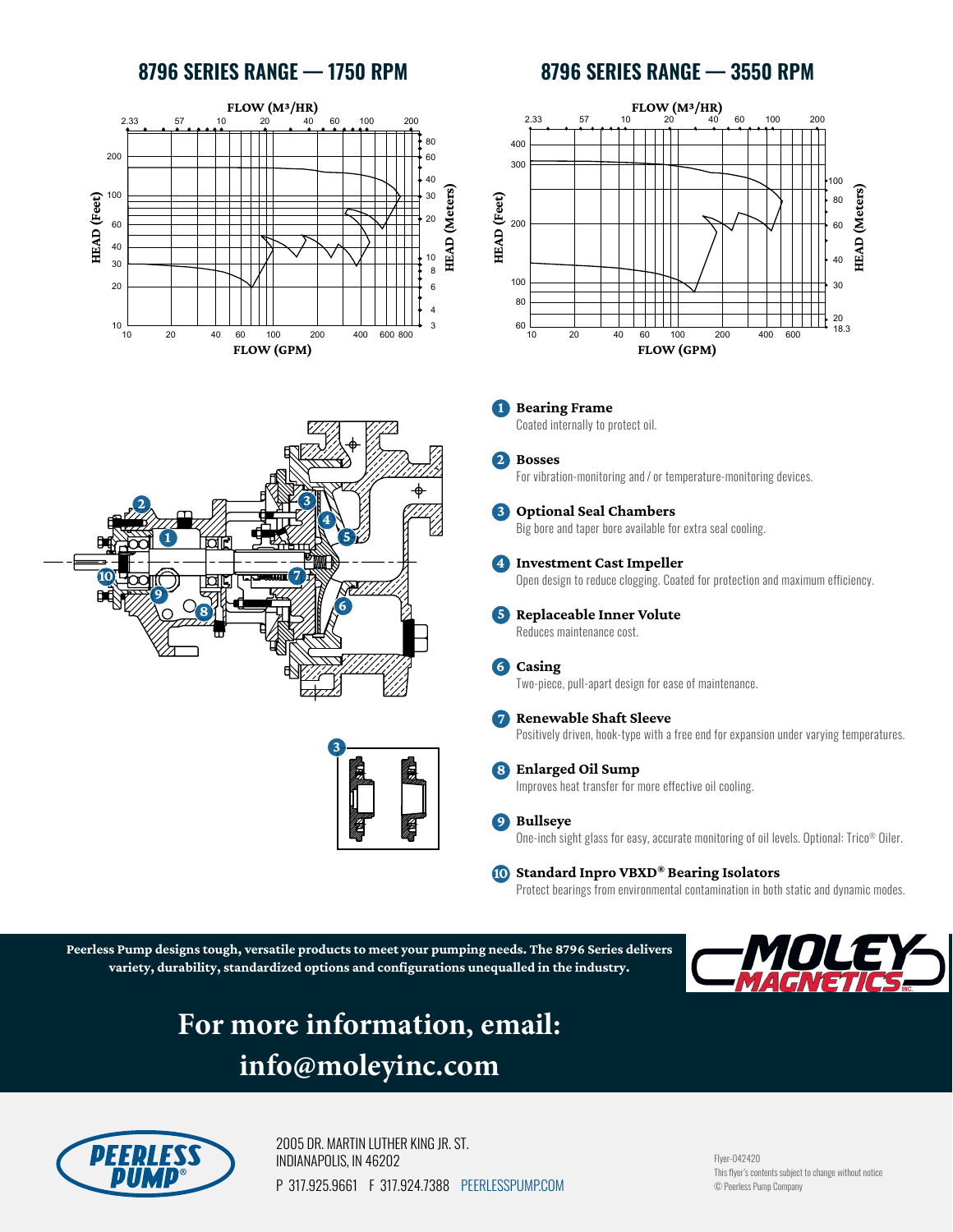## 8796 SERIES RANGE — 1750 RPM

FLOW (M³/HR)

2.33 57 10 20 40 60 100 200

HEAD (Feet)

200 100 60 40 30 20 10

HEAD (Meters)

80 60 40 30 20 10 8 6 4 3

10 20 40 60 100 200 400 600 800

FLOW (GPM)

## 8796 SERIES RANGE — 3550 RPM

FLOW (M³/HR)

2.33 57 10 20 40 60 100 200

HEAD (Feet)

400 300 200 100 80 60

HEAD (Meters)

100 80 60 40 30 20 18.3

10 20 40 60 100 200 400 600

FLOW (GPM)

**1 Bearing Frame**
Coated internally to protect oil.

**2 Bosses**
For vibration-monitoring and / or temperature-monitoring devices.

**3 Optional Seal Chambers**
Big bore and taper bore available for extra seal cooling.

**4 Investment Cast Impeller**
Open design to reduce clogging. Coated for protection and maximum efficiency.

**5 Replaceable Inner Volute**
Reduces maintenance cost.

**6 Casing**
Two-piece, pull-apart design for ease of maintenance.

**7 Renewable Shaft Sleeve**
Positively driven, hook-type with a free end for expansion under varying temperatures.

**8 Enlarged Oil Sump**
Improves heat transfer for more effective oil cooling.

**9 Bullseye**
One-inch sight glass for easy, accurate monitoring of oil levels. Optional: Trico® Oiler.

**10 Standard Inpro VBXD® Bearing Isolators**
Protect bearings from environmental contamination in both static and dynamic modes.

**Peerless Pump designs tough, versatile products to meet your pumping needs. The 8796 Series delivers variety, durability, standardized options and configurations unequalled in the industry.**

MOLEY MAGNETICS INC.

## For more information, email: info@moleyinc.com

PEERLESS PUMP®

2005 DR. MARTIN LUTHER KING JR. ST.
INDIANAPOLIS, IN 46202

P 317.925.9661 F 317.924.7388 PEERLESSPUMP.COM

Flyer-042420
This flyer's contents subject to change without notice
© Peerless Pump Company